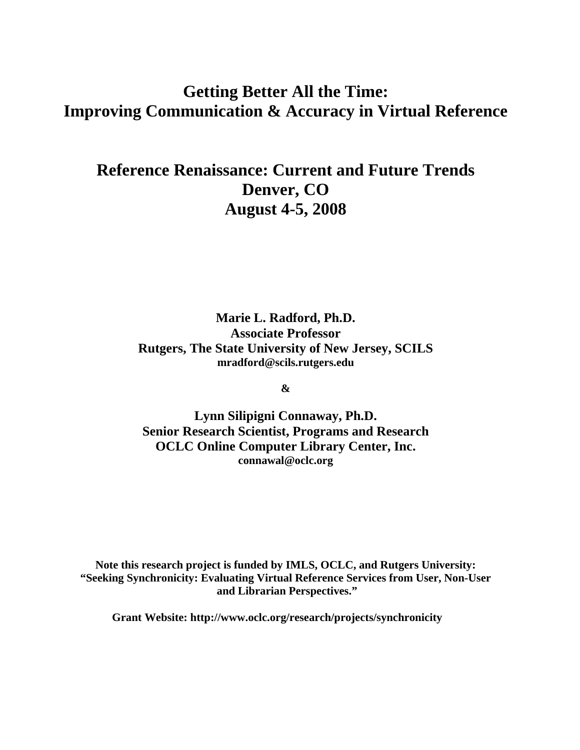# Getting Better All the Time:
# Improving Communication & Accuracy in Virtual Reference

## Reference Renaissance: Current and Future Trends
## Denver, CO
## August 4-5, 2008

**Marie L. Radford, Ph.D.**
**Associate Professor**
**Rutgers, The State University of New Jersey, SCILS**
**mradford@scils.rutgers.edu**

**&**

**Lynn Silipigni Connaway, Ph.D.**
**Senior Research Scientist, Programs and Research**
**OCLC Online Computer Library Center, Inc.**
**connawal@oclc.org**

**Note this research project is funded by IMLS, OCLC, and Rutgers University: "Seeking Synchronicity: Evaluating Virtual Reference Services from User, Non-User and Librarian Perspectives."**

**Grant Website: http://www.oclc.org/research/projects/synchronicity**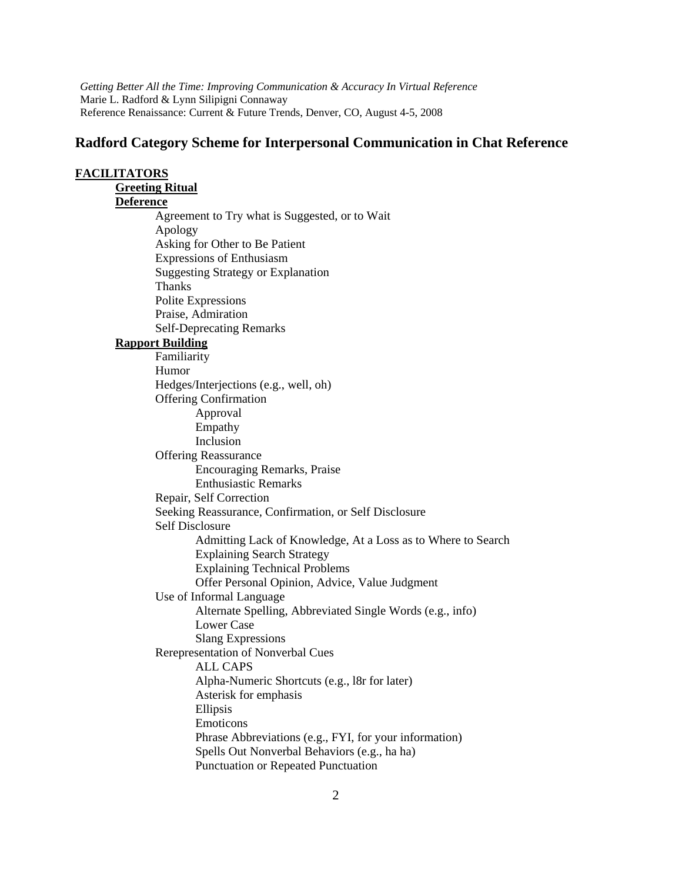*Getting Better All the Time: Improving Communication & Accuracy In Virtual Reference*
Marie L. Radford & Lynn Silipigni Connaway
Reference Renaissance: Current & Future Trends, Denver, CO, August 4-5, 2008

## Radford Category Scheme for Interpersonal Communication in Chat Reference

**FACILITATORS**

- **Greeting Ritual**
- **Deference**
  - Agreement to Try what is Suggested, or to Wait
  - Apology
  - Asking for Other to Be Patient
  - Expressions of Enthusiasm
  - Suggesting Strategy or Explanation
  - Thanks
  - Polite Expressions
  - Praise, Admiration
  - Self-Deprecating Remarks
- **Rapport Building**
  - Familiarity
  - Humor
  - Hedges/Interjections (e.g., well, oh)
  - Offering Confirmation
    - Approval
    - Empathy
    - Inclusion
  - Offering Reassurance
    - Encouraging Remarks, Praise
    - Enthusiastic Remarks
  - Repair, Self Correction
  - Seeking Reassurance, Confirmation, or Self Disclosure
  - Self Disclosure
    - Admitting Lack of Knowledge, At a Loss as to Where to Search
    - Explaining Search Strategy
    - Explaining Technical Problems
    - Offer Personal Opinion, Advice, Value Judgment
  - Use of Informal Language
    - Alternate Spelling, Abbreviated Single Words (e.g., info)
    - Lower Case
    - Slang Expressions
  - Rerepresentation of Nonverbal Cues
    - ALL CAPS
    - Alpha-Numeric Shortcuts (e.g., l8r for later)
    - Asterisk for emphasis
    - Ellipsis
    - Emoticons
    - Phrase Abbreviations (e.g., FYI, for your information)
    - Spells Out Nonverbal Behaviors (e.g., ha ha)
    - Punctuation or Repeated Punctuation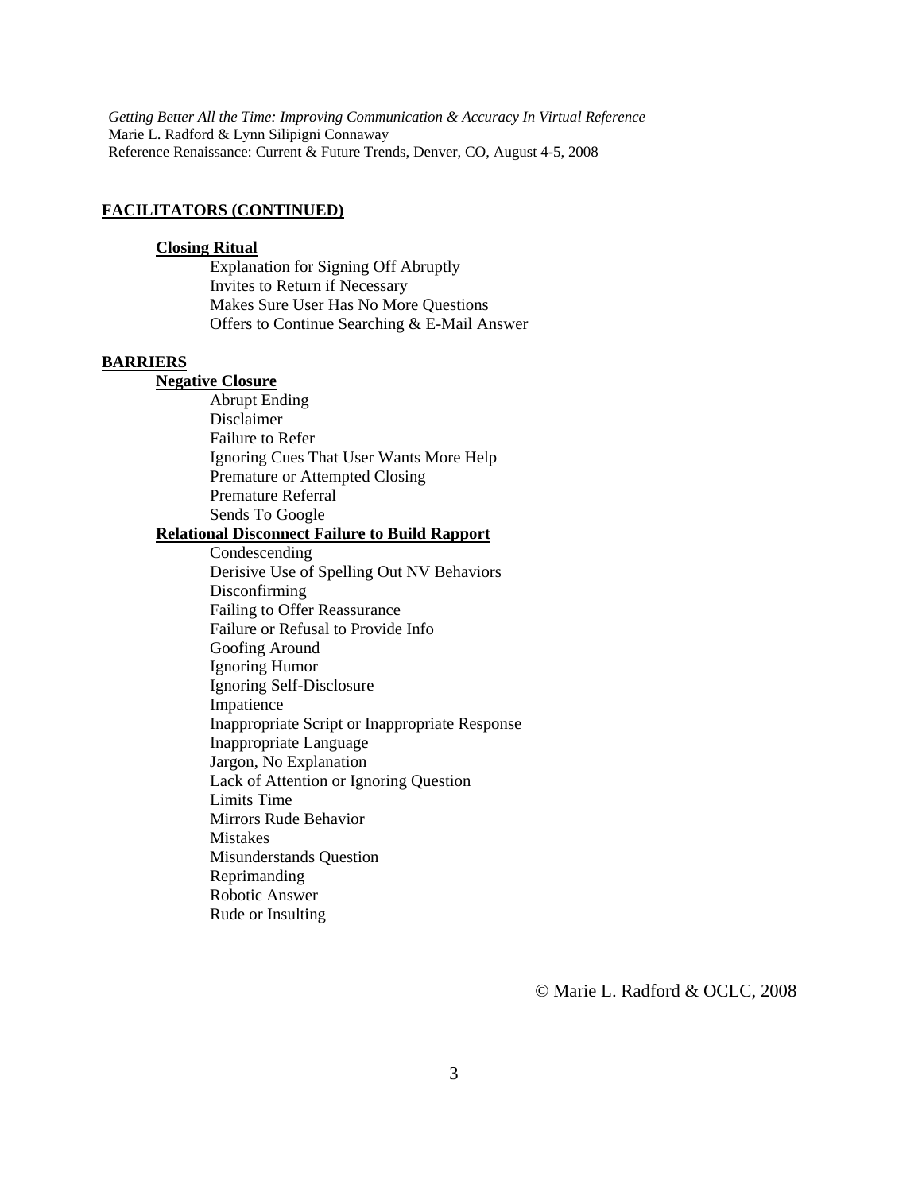## FACILITATORS (CONTINUED)

### Closing Ritual

- Explanation for Signing Off Abruptly
- Invites to Return if Necessary
- Makes Sure User Has No More Questions
- Offers to Continue Searching & E-Mail Answer

## BARRIERS

### Negative Closure

- Abrupt Ending
- Disclaimer
- Failure to Refer
- Ignoring Cues That User Wants More Help
- Premature or Attempted Closing
- Premature Referral
- Sends To Google

### Relational Disconnect Failure to Build Rapport

- Condescending
- Derisive Use of Spelling Out NV Behaviors
- Disconfirming
- Failing to Offer Reassurance
- Failure or Refusal to Provide Info
- Goofing Around
- Ignoring Humor
- Ignoring Self-Disclosure
- Impatience
- Inappropriate Script or Inappropriate Response
- Inappropriate Language
- Jargon, No Explanation
- Lack of Attention or Ignoring Question
- Limits Time
- Mirrors Rude Behavior
- Mistakes
- Misunderstands Question
- Reprimanding
- Robotic Answer
- Rude or Insulting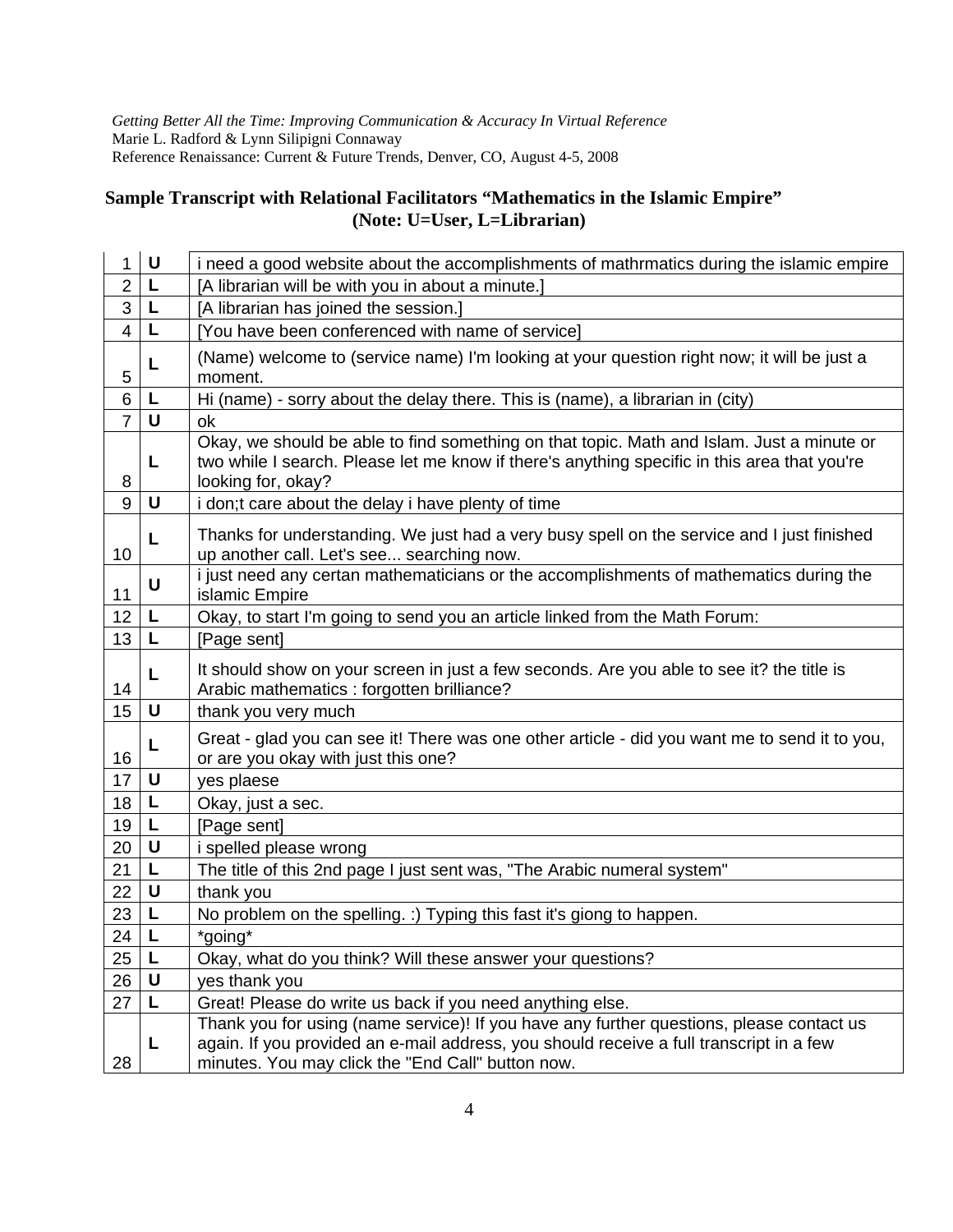*Getting Better All the Time: Improving Communication & Accuracy In Virtual Reference*
Marie L. Radford & Lynn Silipigni Connaway
Reference Renaissance: Current & Future Trends, Denver, CO, August 4-5, 2008

## Sample Transcript with Relational Facilitators "Mathematics in the Islamic Empire" (Note: U=User, L=Librarian)

| | | |
|---|---|---|
| 1 | **U** | i need a good website about the accomplishments of mathrmatics during the islamic empire |
| 2 | **L** | [A librarian will be with you in about a minute.] |
| 3 | **L** | [A librarian has joined the session.] |
| 4 | **L** | [You have been conferenced with name of service] |
| 5 | **L** | (Name) welcome to (service name) I'm looking at your question right now; it will be just a moment. |
| 6 | **L** | Hi (name) - sorry about the delay there. This is (name), a librarian in (city) |
| 7 | **U** | ok |
| 8 | **L** | Okay, we should be able to find something on that topic. Math and Islam. Just a minute or two while I search. Please let me know if there's anything specific in this area that you're looking for, okay? |
| 9 | **U** | i don;t care about the delay i have plenty of time |
| 10 | **L** | Thanks for understanding. We just had a very busy spell on the service and I just finished up another call. Let's see... searching now. |
| 11 | **U** | i just need any certan mathematicians or the accomplishments of mathematics during the islamic Empire |
| 12 | **L** | Okay, to start I'm going to send you an article linked from the Math Forum: |
| 13 | **L** | [Page sent] |
| 14 | **L** | It should show on your screen in just a few seconds. Are you able to see it? the title is Arabic mathematics : forgotten brilliance? |
| 15 | **U** | thank you very much |
| 16 | **L** | Great - glad you can see it! There was one other article - did you want me to send it to you, or are you okay with just this one? |
| 17 | **U** | yes plaese |
| 18 | **L** | Okay, just a sec. |
| 19 | **L** | [Page sent] |
| 20 | **U** | i spelled please wrong |
| 21 | **L** | The title of this 2nd page I just sent was, "The Arabic numeral system" |
| 22 | **U** | thank you |
| 23 | **L** | No problem on the spelling. :) Typing this fast it's giong to happen. |
| 24 | **L** | *going* |
| 25 | **L** | Okay, what do you think? Will these answer your questions? |
| 26 | **U** | yes thank you |
| 27 | **L** | Great! Please do write us back if you need anything else. |
| 28 | **L** | Thank you for using (name service)! If you have any further questions, please contact us again. If you provided an e-mail address, you should receive a full transcript in a few minutes. You may click the "End Call" button now. |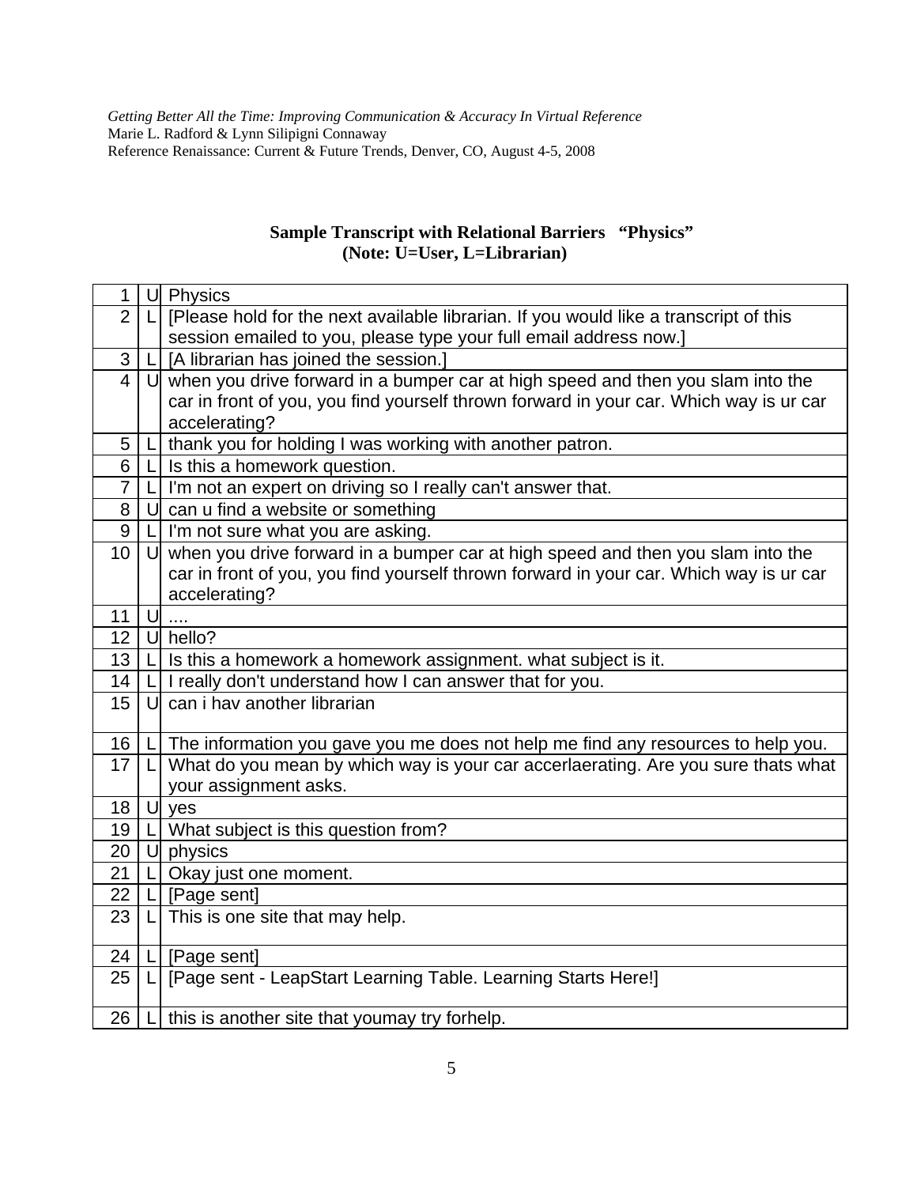### Sample Transcript with Relational Barriers "Physics"
### (Note: U=User, L=Librarian)

| | | |
|---|---|---|
| 1 | U | Physics |
| 2 | L | [Please hold for the next available librarian. If you would like a transcript of this session emailed to you, please type your full email address now.] |
| 3 | L | [A librarian has joined the session.] |
| 4 | U | when you drive forward in a bumper car at high speed and then you slam into the car in front of you, you find yourself thrown forward in your car. Which way is ur car accelerating? |
| 5 | L | thank you for holding I was working with another patron. |
| 6 | L | Is this a homework question. |
| 7 | L | I'm not an expert on driving so I really can't answer that. |
| 8 | U | can u find a website or something |
| 9 | L | I'm not sure what you are asking. |
| 10 | U | when you drive forward in a bumper car at high speed and then you slam into the car in front of you, you find yourself thrown forward in your car. Which way is ur car accelerating? |
| 11 | U | .... |
| 12 | U | hello? |
| 13 | L | Is this a homework a homework assignment. what subject is it. |
| 14 | L | I really don't understand how I can answer that for you. |
| 15 | U | can i hav another librarian |
| 16 | L | The information you gave you me does not help me find any resources to help you. |
| 17 | L | What do you mean by which way is your car accerlaerating. Are you sure thats what your assignment asks. |
| 18 | U | yes |
| 19 | L | What subject is this question from? |
| 20 | U | physics |
| 21 | L | Okay just one moment. |
| 22 | L | [Page sent] |
| 23 | L | This is one site that may help. |
| 24 | L | [Page sent] |
| 25 | L | [Page sent - LeapStart Learning Table. Learning Starts Here!] |
| 26 | L | this is another site that youmay try forhelp. |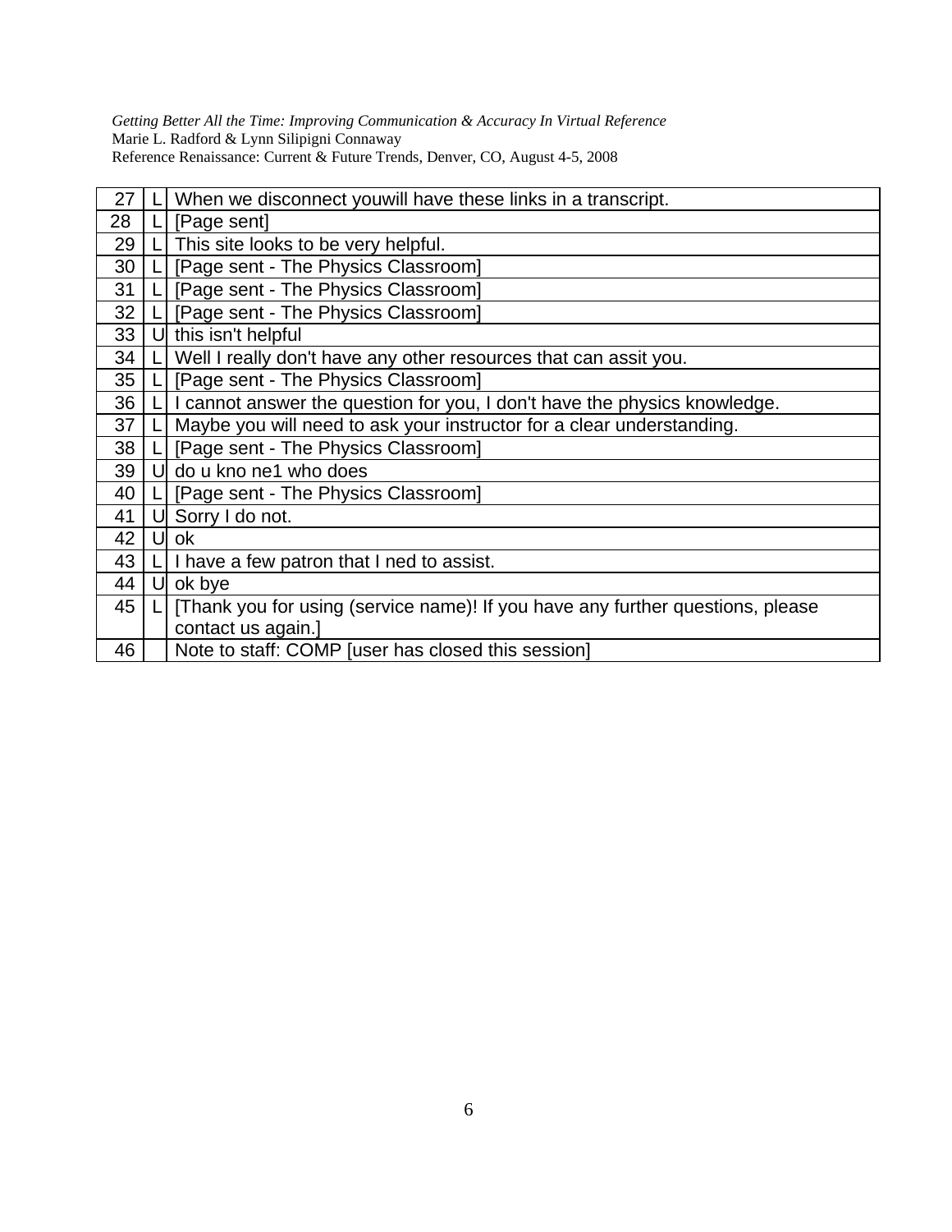| 27 | L | When we disconnect youwill have these links in a transcript. |
|---|---|---|
| 28 | L | [Page sent] |
| 29 | L | This site looks to be very helpful. |
| 30 | L | [Page sent - The Physics Classroom] |
| 31 | L | [Page sent - The Physics Classroom] |
| 32 | L | [Page sent - The Physics Classroom] |
| 33 | U | this isn't helpful |
| 34 | L | Well I really don't have any other resources that can assit you. |
| 35 | L | [Page sent - The Physics Classroom] |
| 36 | L | I cannot answer the question for you, I don't have the physics knowledge. |
| 37 | L | Maybe you will need to ask your instructor for a clear understanding. |
| 38 | L | [Page sent - The Physics Classroom] |
| 39 | U | do u kno ne1 who does |
| 40 | L | [Page sent - The Physics Classroom] |
| 41 | U | Sorry I do not. |
| 42 | U | ok |
| 43 | L | I have a few patron that I ned to assist. |
| 44 | U | ok bye |
| 45 | L | [Thank you for using (service name)! If you have any further questions, please contact us again.] |
| 46 | | Note to staff: COMP [user has closed this session] |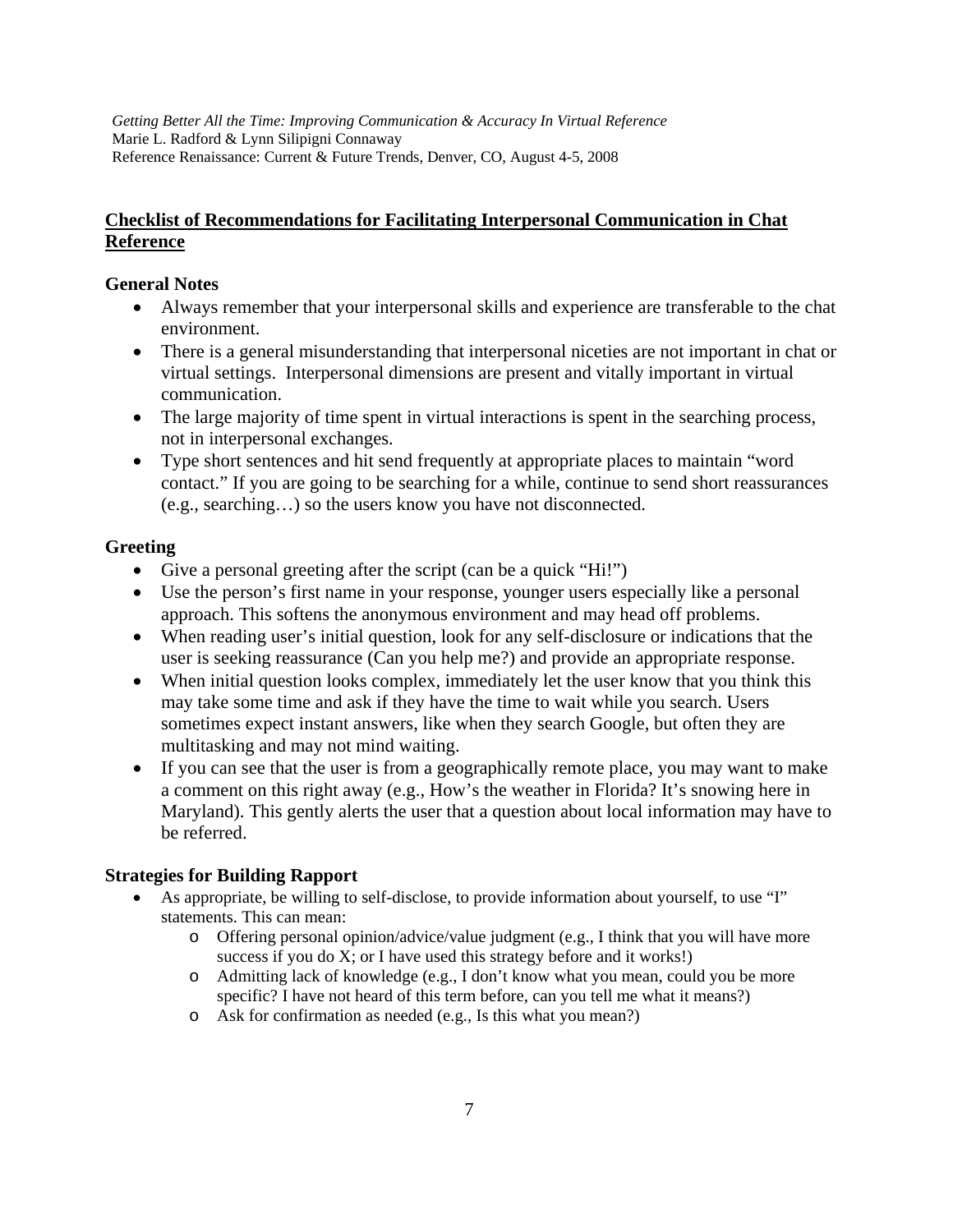## Checklist of Recommendations for Facilitating Interpersonal Communication in Chat Reference

### General Notes

- Always remember that your interpersonal skills and experience are transferable to the chat environment.
- There is a general misunderstanding that interpersonal niceties are not important in chat or virtual settings. Interpersonal dimensions are present and vitally important in virtual communication.
- The large majority of time spent in virtual interactions is spent in the searching process, not in interpersonal exchanges.
- Type short sentences and hit send frequently at appropriate places to maintain "word contact." If you are going to be searching for a while, continue to send short reassurances (e.g., searching…) so the users know you have not disconnected.

### Greeting

- Give a personal greeting after the script (can be a quick "Hi!")
- Use the person's first name in your response, younger users especially like a personal approach. This softens the anonymous environment and may head off problems.
- When reading user's initial question, look for any self-disclosure or indications that the user is seeking reassurance (Can you help me?) and provide an appropriate response.
- When initial question looks complex, immediately let the user know that you think this may take some time and ask if they have the time to wait while you search. Users sometimes expect instant answers, like when they search Google, but often they are multitasking and may not mind waiting.
- If you can see that the user is from a geographically remote place, you may want to make a comment on this right away (e.g., How's the weather in Florida? It's snowing here in Maryland). This gently alerts the user that a question about local information may have to be referred.

### Strategies for Building Rapport

- As appropriate, be willing to self-disclose, to provide information about yourself, to use "I" statements. This can mean:
  - Offering personal opinion/advice/value judgment (e.g., I think that you will have more success if you do X; or I have used this strategy before and it works!)
  - Admitting lack of knowledge (e.g., I don't know what you mean, could you be more specific? I have not heard of this term before, can you tell me what it means?)
  - Ask for confirmation as needed (e.g., Is this what you mean?)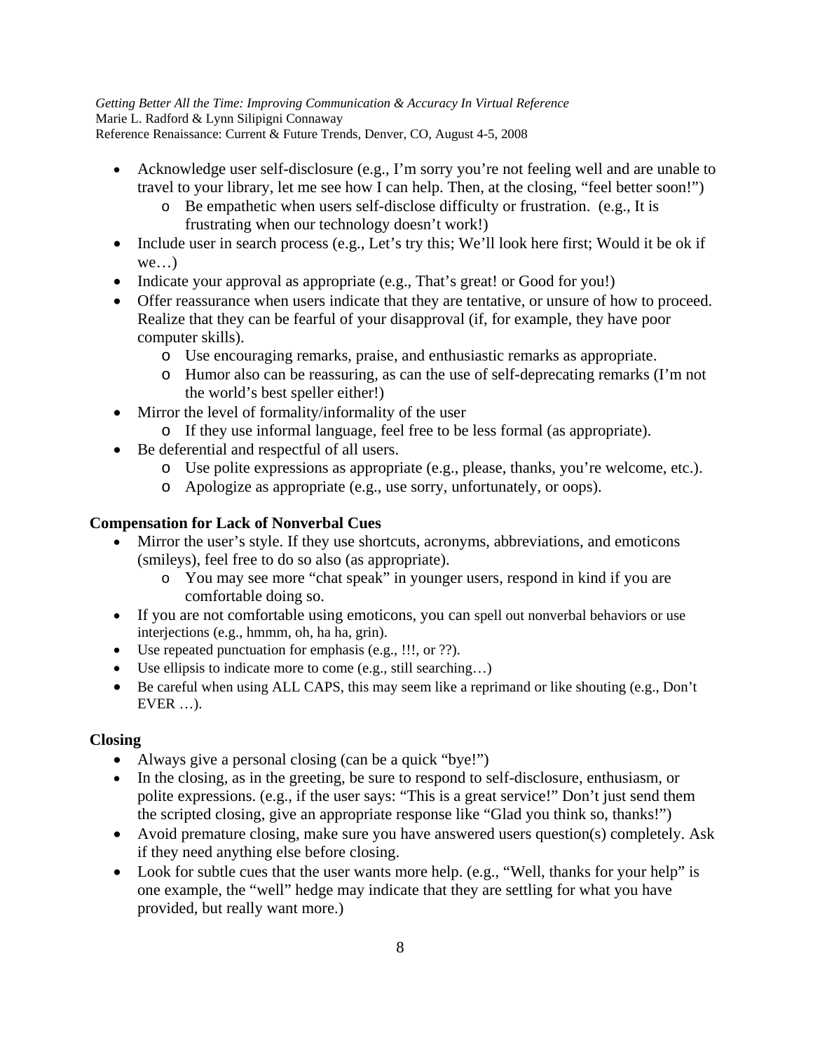- Acknowledge user self-disclosure (e.g., I'm sorry you're not feeling well and are unable to travel to your library, let me see how I can help. Then, at the closing, "feel better soon!")
  - Be empathetic when users self-disclose difficulty or frustration. (e.g., It is frustrating when our technology doesn't work!)
- Include user in search process (e.g., Let's try this; We'll look here first; Would it be ok if we…)
- Indicate your approval as appropriate (e.g., That's great! or Good for you!)
- Offer reassurance when users indicate that they are tentative, or unsure of how to proceed. Realize that they can be fearful of your disapproval (if, for example, they have poor computer skills).
  - Use encouraging remarks, praise, and enthusiastic remarks as appropriate.
  - Humor also can be reassuring, as can the use of self-deprecating remarks (I'm not the world's best speller either!)
- Mirror the level of formality/informality of the user
  - If they use informal language, feel free to be less formal (as appropriate).
- Be deferential and respectful of all users.
  - Use polite expressions as appropriate (e.g., please, thanks, you're welcome, etc.).
  - Apologize as appropriate (e.g., use sorry, unfortunately, or oops).

**Compensation for Lack of Nonverbal Cues**

- Mirror the user's style. If they use shortcuts, acronyms, abbreviations, and emoticons (smileys), feel free to do so also (as appropriate).
  - You may see more "chat speak" in younger users, respond in kind if you are comfortable doing so.
- If you are not comfortable using emoticons, you can spell out nonverbal behaviors or use interjections (e.g., hmmm, oh, ha ha, grin).
- Use repeated punctuation for emphasis (e.g., !!!, or ??).
- Use ellipsis to indicate more to come (e.g., still searching…)
- Be careful when using ALL CAPS, this may seem like a reprimand or like shouting (e.g., Don't EVER …).

**Closing**

- Always give a personal closing (can be a quick "bye!")
- In the closing, as in the greeting, be sure to respond to self-disclosure, enthusiasm, or polite expressions. (e.g., if the user says: "This is a great service!" Don't just send them the scripted closing, give an appropriate response like "Glad you think so, thanks!")
- Avoid premature closing, make sure you have answered users question(s) completely. Ask if they need anything else before closing.
- Look for subtle cues that the user wants more help. (e.g., "Well, thanks for your help" is one example, the "well" hedge may indicate that they are settling for what you have provided, but really want more.)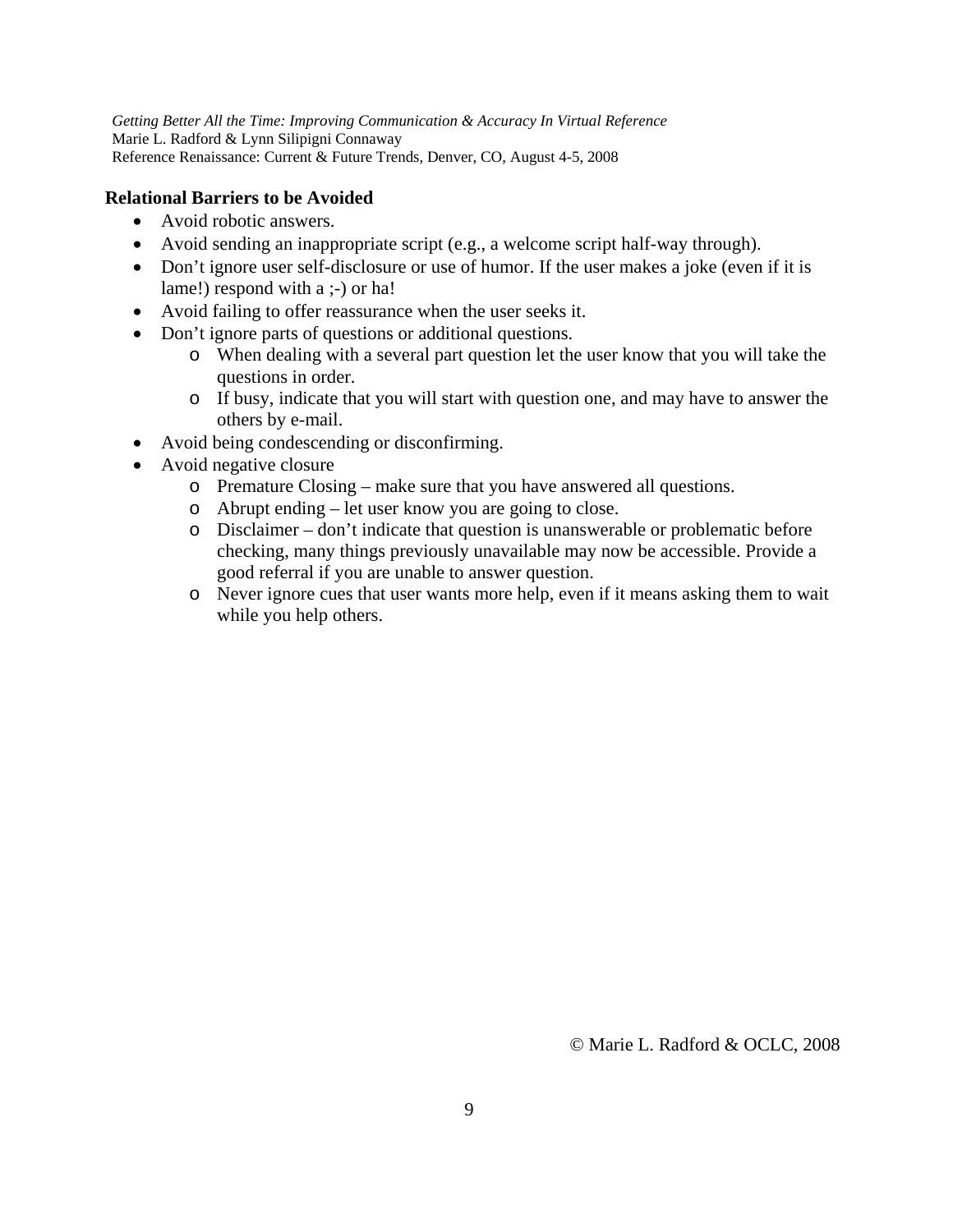**Relational Barriers to be Avoided**

- Avoid robotic answers.
- Avoid sending an inappropriate script (e.g., a welcome script half-way through).
- Don't ignore user self-disclosure or use of humor. If the user makes a joke (even if it is lame!) respond with a ;-) or ha!
- Avoid failing to offer reassurance when the user seeks it.
- Don't ignore parts of questions or additional questions.
  - When dealing with a several part question let the user know that you will take the questions in order.
  - If busy, indicate that you will start with question one, and may have to answer the others by e-mail.
- Avoid being condescending or disconfirming.
- Avoid negative closure
  - Premature Closing – make sure that you have answered all questions.
  - Abrupt ending – let user know you are going to close.
  - Disclaimer – don't indicate that question is unanswerable or problematic before checking, many things previously unavailable may now be accessible. Provide a good referral if you are unable to answer question.
  - Never ignore cues that user wants more help, even if it means asking them to wait while you help others.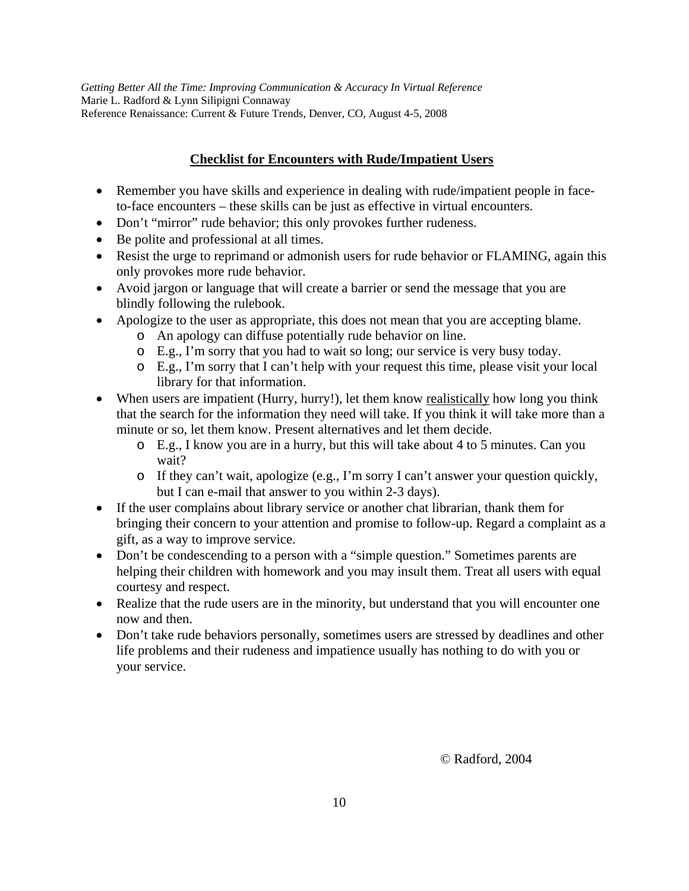## Checklist for Encounters with Rude/Impatient Users

- Remember you have skills and experience in dealing with rude/impatient people in face-to-face encounters – these skills can be just as effective in virtual encounters.
- Don't "mirror" rude behavior; this only provokes further rudeness.
- Be polite and professional at all times.
- Resist the urge to reprimand or admonish users for rude behavior or FLAMING, again this only provokes more rude behavior.
- Avoid jargon or language that will create a barrier or send the message that you are blindly following the rulebook.
- Apologize to the user as appropriate, this does not mean that you are accepting blame.
  - An apology can diffuse potentially rude behavior on line.
  - E.g., I'm sorry that you had to wait so long; our service is very busy today.
  - E.g., I'm sorry that I can't help with your request this time, please visit your local library for that information.
- When users are impatient (Hurry, hurry!), let them know <u>realistically</u> how long you think that the search for the information they need will take. If you think it will take more than a minute or so, let them know. Present alternatives and let them decide.
  - E.g., I know you are in a hurry, but this will take about 4 to 5 minutes. Can you wait?
  - If they can't wait, apologize (e.g., I'm sorry I can't answer your question quickly, but I can e-mail that answer to you within 2-3 days).
- If the user complains about library service or another chat librarian, thank them for bringing their concern to your attention and promise to follow-up. Regard a complaint as a gift, as a way to improve service.
- Don't be condescending to a person with a "simple question." Sometimes parents are helping their children with homework and you may insult them. Treat all users with equal courtesy and respect.
- Realize that the rude users are in the minority, but understand that you will encounter one now and then.
- Don't take rude behaviors personally, sometimes users are stressed by deadlines and other life problems and their rudeness and impatience usually has nothing to do with you or your service.

© Radford, 2004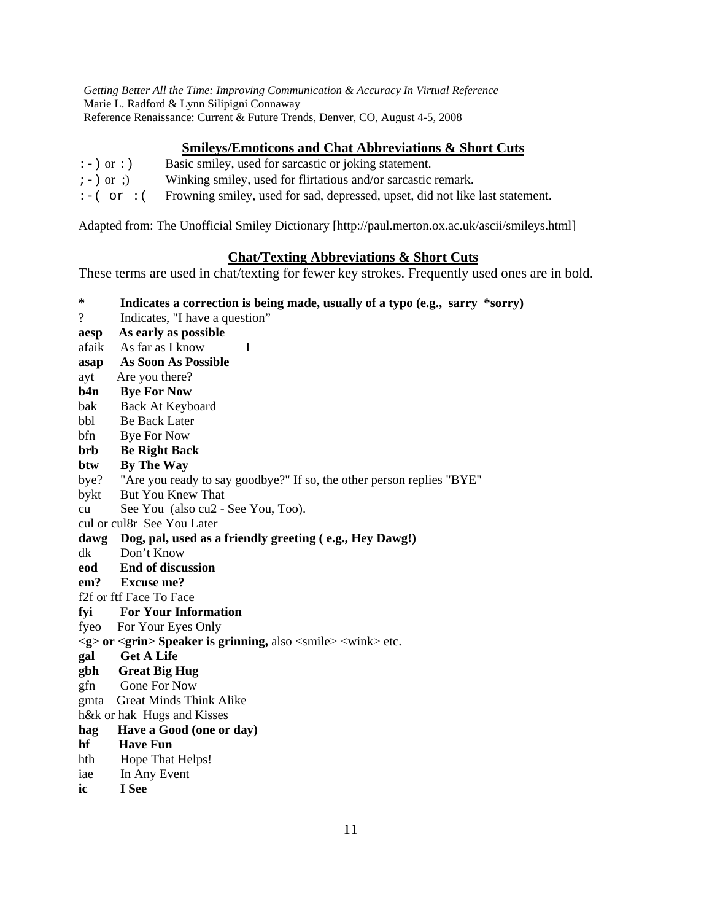*Getting Better All the Time: Improving Communication & Accuracy In Virtual Reference*
Marie L. Radford & Lynn Silipigni Connaway
Reference Renaissance: Current & Future Trends, Denver, CO, August 4-5, 2008

## Smileys/Emoticons and Chat Abbreviations & Short Cuts

:-) or :) Basic smiley, used for sarcastic or joking statement.
;-) or ;) Winking smiley, used for flirtatious and/or sarcastic remark.
:-( or :( Frowning smiley, used for sad, depressed, upset, did not like last statement.

Adapted from: The Unofficial Smiley Dictionary [http://paul.merton.ox.ac.uk/ascii/smileys.html]

## Chat/Texting Abbreviations & Short Cuts

These terms are used in chat/texting for fewer key strokes. Frequently used ones are in bold.

**\* Indicates a correction is being made, usually of a typo (e.g., sarry *sorry)**
? Indicates, "I have a question"
**aesp As early as possible**
afaik As far as I know I
**asap As Soon As Possible**
ayt Are you there?
**b4n Bye For Now**
bak Back At Keyboard
bbl Be Back Later
bfn Bye For Now
**brb Be Right Back**
**btw By The Way**
bye? "Are you ready to say goodbye?" If so, the other person replies "BYE"
bykt But You Knew That
cu See You (also cu2 - See You, Too).
cul or cul8r See You Later
**dawg Dog, pal, used as a friendly greeting ( e.g., Hey Dawg!)**
dk Don't Know
**eod End of discussion**
**em? Excuse me?**
f2f or ftf Face To Face
**fyi For Your Information**
fyeo For Your Eyes Only
**<g> or <grin> Speaker is grinning,** also <smile> <wink> etc.
**gal Get A Life**
**gbh Great Big Hug**
gfn Gone For Now
gmta Great Minds Think Alike
h&k or hak Hugs and Kisses
**hag Have a Good (one or day)**
**hf Have Fun**
hth Hope That Helps!
iae In Any Event
**ic I See**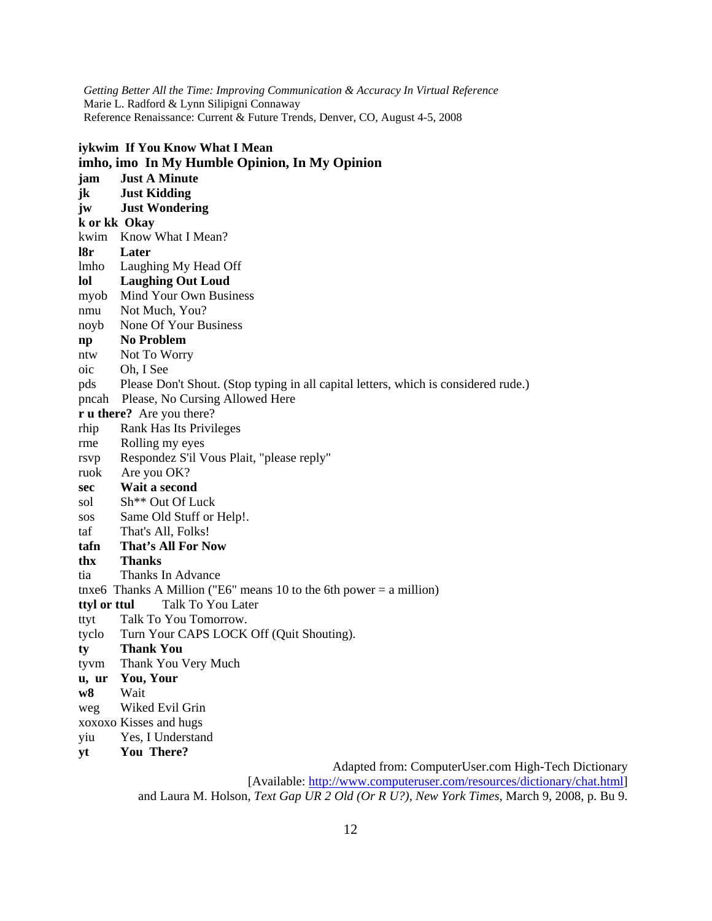**iykwim If You Know What I Mean**
**imho, imo In My Humble Opinion, In My Opinion**
**jam** **Just A Minute**
**jk** **Just Kidding**
**jw** **Just Wondering**
**k or kk Okay**
kwim Know What I Mean?
**l8r** **Later**
lmho Laughing My Head Off
**lol** **Laughing Out Loud**
myob Mind Your Own Business
nmu Not Much, You?
noyb None Of Your Business
**np** **No Problem**
ntw Not To Worry
oic Oh, I See
pds Please Don't Shout. (Stop typing in all capital letters, which is considered rude.)
pncah Please, No Cursing Allowed Here
**r u there?** Are you there?
rhip Rank Has Its Privileges
rme Rolling my eyes
rsvp Respondez S'il Vous Plait, "please reply"
ruok Are you OK?
**sec** **Wait a second**
sol Sh** Out Of Luck
sos Same Old Stuff or Help!.
taf That's All, Folks!
**tafn** **That's All For Now**
**thx** **Thanks**
tia Thanks In Advance
tnxe6 Thanks A Million ("E6" means 10 to the 6th power = a million)
**ttyl or ttul** Talk To You Later
ttyt Talk To You Tomorrow.
tyclo Turn Your CAPS LOCK Off (Quit Shouting).
**ty** **Thank You**
tyvm Thank You Very Much
**u, ur** **You, Your**
**w8** Wait
weg Wiked Evil Grin
xoxoxo Kisses and hugs
yiu Yes, I Understand
**yt** **You There?**

Adapted from: ComputerUser.com High-Tech Dictionary [Available: http://www.computeruser.com/resources/dictionary/chat.html] and Laura M. Holson, *Text Gap UR 2 Old (Or R U?), New York Times*, March 9, 2008, p. Bu 9.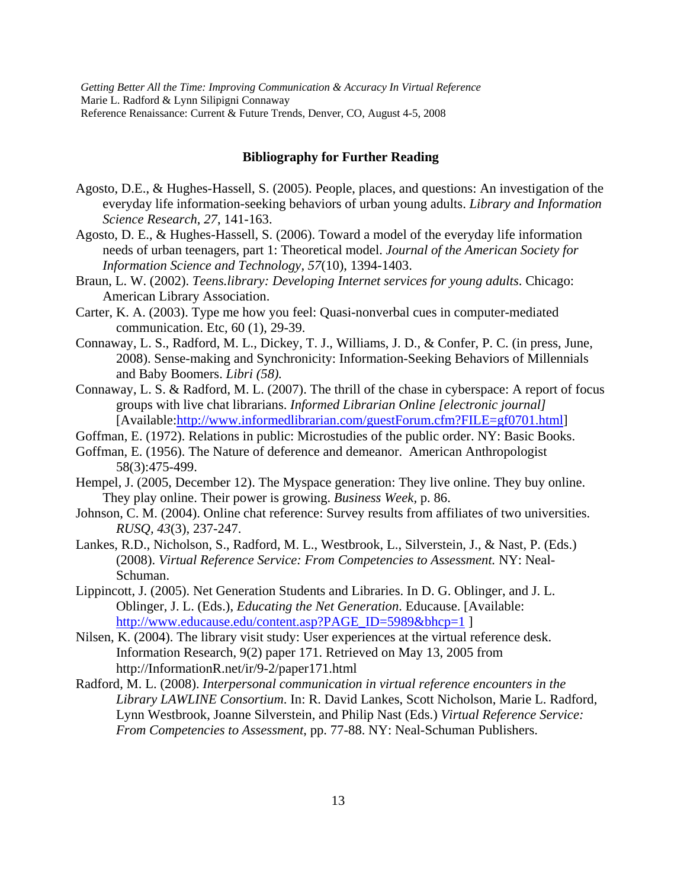## Bibliography for Further Reading

Agosto, D.E., & Hughes-Hassell, S. (2005). People, places, and questions: An investigation of the everyday life information-seeking behaviors of urban young adults. *Library and Information Science Research*, *27*, 141-163.

Agosto, D. E., & Hughes-Hassell, S. (2006). Toward a model of the everyday life information needs of urban teenagers, part 1: Theoretical model. *Journal of the American Society for Information Science and Technology, 57*(10), 1394-1403.

Braun, L. W. (2002). *Teens.library: Developing Internet services for young adults*. Chicago: American Library Association.

Carter, K. A. (2003). Type me how you feel: Quasi-nonverbal cues in computer-mediated communication. Etc, 60 (1), 29-39.

Connaway, L. S., Radford, M. L., Dickey, T. J., Williams, J. D., & Confer, P. C. (in press, June, 2008). Sense-making and Synchronicity: Information-Seeking Behaviors of Millennials and Baby Boomers. *Libri (58).*

Connaway, L. S. & Radford, M. L. (2007). The thrill of the chase in cyberspace: A report of focus groups with live chat librarians. *Informed Librarian Online [electronic journal]* [Available:http://www.informedlibrarian.com/guestForum.cfm?FILE=gf0701.html]

Goffman, E. (1972). Relations in public: Microstudies of the public order. NY: Basic Books.

Goffman, E. (1956). The Nature of deference and demeanor. American Anthropologist 58(3):475-499.

Hempel, J. (2005, December 12). The Myspace generation: They live online. They buy online. They play online. Their power is growing. *Business Week*, p. 86.

Johnson, C. M. (2004). Online chat reference: Survey results from affiliates of two universities. *RUSQ, 43*(3), 237-247.

Lankes, R.D., Nicholson, S., Radford, M. L., Westbrook, L., Silverstein, J., & Nast, P. (Eds.) (2008). *Virtual Reference Service: From Competencies to Assessment.* NY: Neal-Schuman.

Lippincott, J. (2005). Net Generation Students and Libraries. In D. G. Oblinger, and J. L. Oblinger, J. L. (Eds.), *Educating the Net Generation*. Educause. [Available: http://www.educause.edu/content.asp?PAGE_ID=5989&bhcp=1 ]

Nilsen, K. (2004). The library visit study: User experiences at the virtual reference desk. Information Research, 9(2) paper 171. Retrieved on May 13, 2005 from http://InformationR.net/ir/9-2/paper171.html

Radford, M. L. (2008). *Interpersonal communication in virtual reference encounters in the Library LAWLINE Consortium*. In: R. David Lankes, Scott Nicholson, Marie L. Radford, Lynn Westbrook, Joanne Silverstein, and Philip Nast (Eds.) *Virtual Reference Service: From Competencies to Assessment*, pp. 77-88. NY: Neal-Schuman Publishers.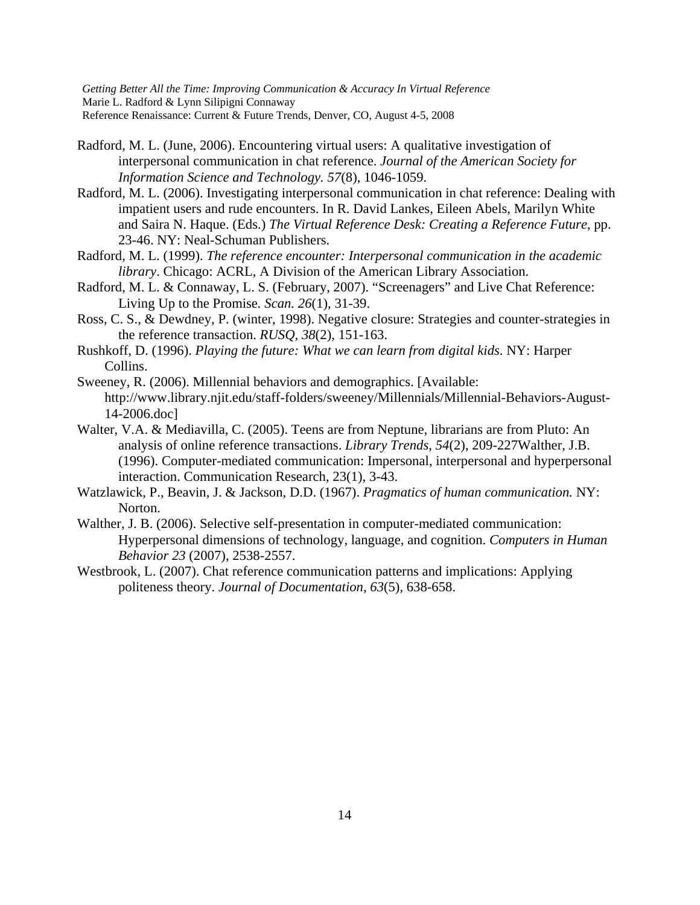Radford, M. L. (June, 2006). Encountering virtual users: A qualitative investigation of interpersonal communication in chat reference. *Journal of the American Society for Information Science and Technology. 57*(8), 1046-1059.

Radford, M. L. (2006). Investigating interpersonal communication in chat reference: Dealing with impatient users and rude encounters. In R. David Lankes, Eileen Abels, Marilyn White and Saira N. Haque. (Eds.) *The Virtual Reference Desk: Creating a Reference Future*, pp. 23-46. NY: Neal-Schuman Publishers.

Radford, M. L. (1999). *The reference encounter: Interpersonal communication in the academic library*. Chicago: ACRL, A Division of the American Library Association.

Radford, M. L. & Connaway, L. S. (February, 2007). "Screenagers" and Live Chat Reference: Living Up to the Promise. *Scan. 26*(1), 31-39.

Ross, C. S., & Dewdney, P. (winter, 1998). Negative closure: Strategies and counter-strategies in the reference transaction. *RUSQ, 38*(2), 151-163.

Rushkoff, D. (1996). *Playing the future: What we can learn from digital kids*. NY: Harper Collins.

Sweeney, R. (2006). Millennial behaviors and demographics. [Available: http://www.library.njit.edu/staff-folders/sweeney/Millennials/Millennial-Behaviors-August-14-2006.doc]

Walter, V.A. & Mediavilla, C. (2005). Teens are from Neptune, librarians are from Pluto: An analysis of online reference transactions. *Library Trends*, *54*(2), 209-227Walther, J.B. (1996). Computer-mediated communication: Impersonal, interpersonal and hyperpersonal interaction. Communication Research, 23(1), 3-43.

Watzlawick, P., Beavin, J. & Jackson, D.D. (1967). *Pragmatics of human communication.* NY: Norton.

Walther, J. B. (2006). Selective self-presentation in computer-mediated communication: Hyperpersonal dimensions of technology, language, and cognition. *Computers in Human Behavior 23* (2007), 2538-2557.

Westbrook, L. (2007). Chat reference communication patterns and implications: Applying politeness theory. *Journal of Documentation, 63*(5), 638-658.